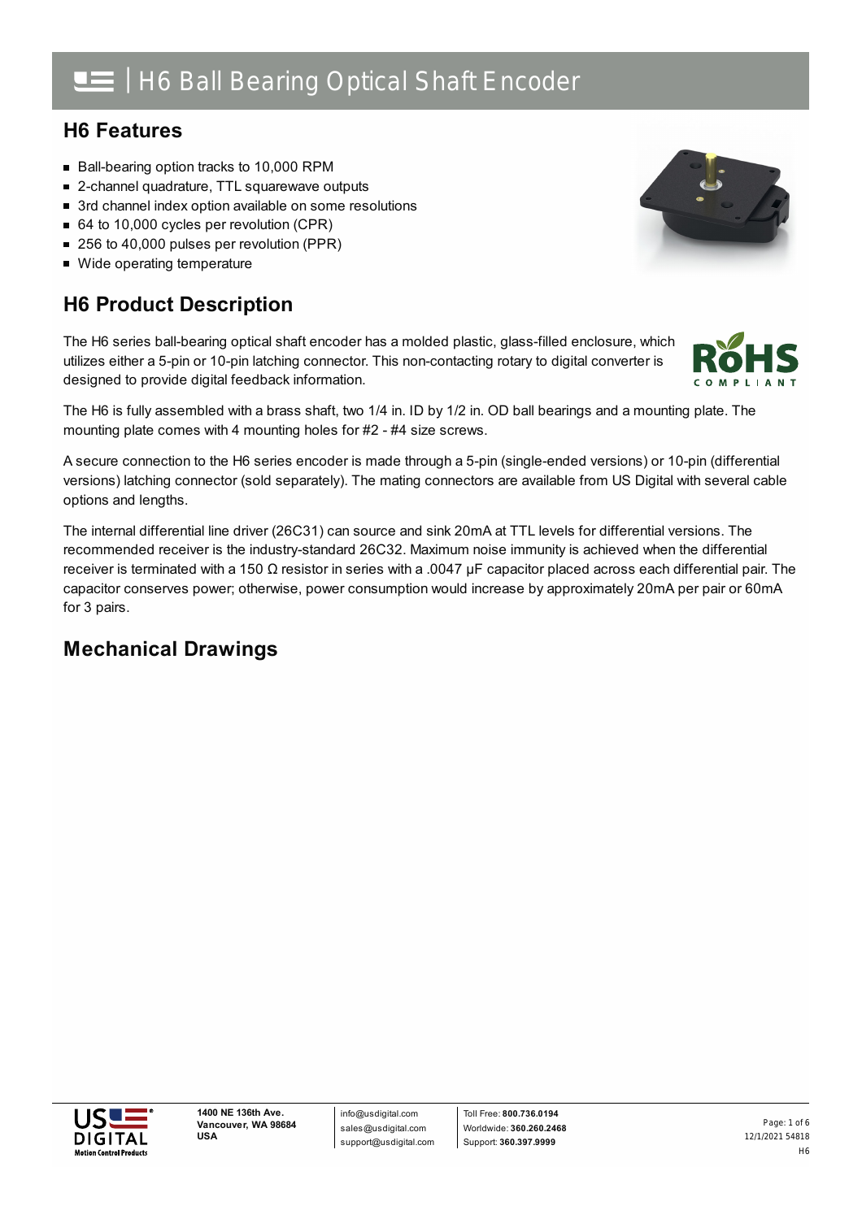# H6 Ball Bearing Optical Shaft Encoder

## H6 Features

- Ball-bearing option tracks to 10,000 RPM
- 2-channel quadrature, TTL squarewave outputs
- 3rd channel index option available on some resolutions
- 64 to 10,000 cycles per revolution (CPR)
- 256 to 40,000 pulses per revolution (PPR)
- Wide operating temperature

## H6 Product Description

The H6 series ball-bearing optical shaft encoder has a molded plastic, glass-filled enclosure, which utilizes either a 5-pin or 10-pin latching connector. This non-contacting rotary to digital converter is designed to provide digital feedback information.

The H6 is fully assembled with a brass shaft, two 1/4 in. ID by 1/2 in. OD ball bearings and a mounting plate. The mounting plate comes with 4 mounting holes for #2 - #4 size screws.

A secure connection to the H6 series encoder is made through a 5-pin (single-ended versions) or 10-pin (differential versions) latching connector (sold separately). The mating connectors are available from US Digital with several cable options and lengths.

The internal differential line driver (26C31) can source and sink 20mA at TTL levels for differential versions. The recommended receiver is the industry-standard 26C32. Maximum noise immunity is achieved when the differential receiver is terminated with a 150 Ω resistor in series with a .0047 μF capacitor placed across each differential pair. The capacitor conserves power; otherwise, power consumption would increase by approximately 20mA per pair or 60mA for 3 pairs.

## Mechanical Drawings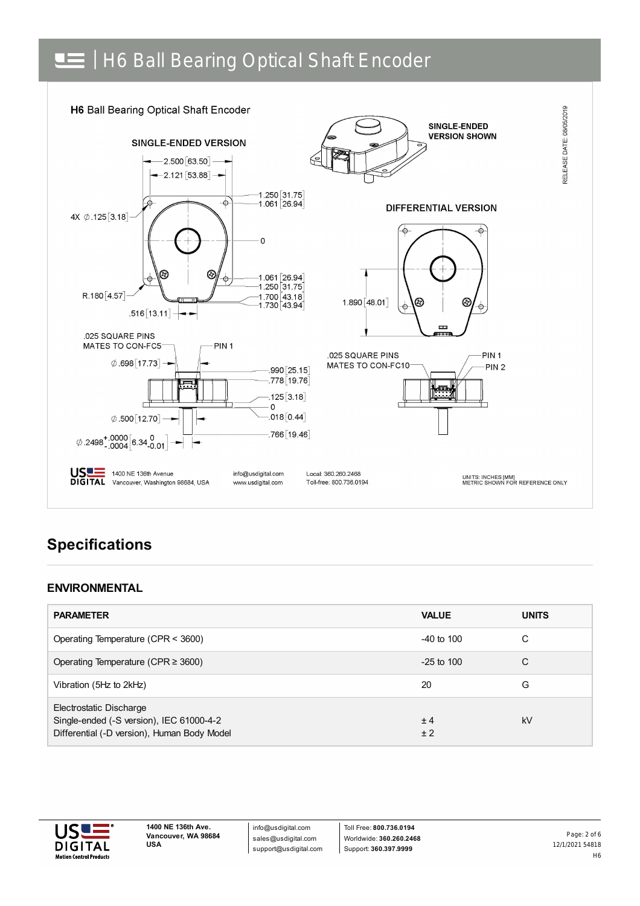# H6 Ball Bearing Optical Shaft Encoder

**H6** Ball Bearing Optical Shaft Encoder

SINGLE-ENDED VERSION

2.500 [63.50]
2.121 [53.88]
4X ∅.125 [3.18]
1.250 [31.75]
1.061 [26.94]
0
1.061 [26.94]
1.250 [31.75]
1.700 [43.18]
1.730 [43.94]
R.180 [4.57]
.516 [13.11]

.025 SQUARE PINS
MATES TO CON-FC5
PIN 1
∅.698 [17.73]
.990 [25.15]
.778 [19.76]
.125 [3.18]
0
.018 [0.44]
∅.500 [12.70]
.766 [19.46]
$\varnothing .2498^{+.0000}_{-.0004}$ $[6.34^{\,0}_{-0.01}]$

SINGLE-ENDED VERSION SHOWN

DIFFERENTIAL VERSION

1.890 [48.01]

.025 SQUARE PINS
MATES TO CON-FC10
PIN 1
PIN 2

RELEASE DATE: 08/05/2019

UNITS: INCHES [MM]
METRIC SHOWN FOR REFERENCE ONLY

US DIGITAL 1400 NE 136th Avenue Vancouver, Washington 98684, USA | info@usdigital.com www.usdigital.com | Local: 360.260.2468 Toll-free: 800.736.0194

## Specifications

### ENVIRONMENTAL

| PARAMETER | VALUE | UNITS |
| --- | --- | --- |
| Operating Temperature (CPR < 3600) | -40 to 100 | C |
| Operating Temperature (CPR ≥ 3600) | -25 to 100 | C |
| Vibration (5Hz to 2kHz) | 20 | G |
| Electrostatic Discharge<br>Single-ended (-S version), IEC 61000-4-2<br>Differential (-D version), Human Body Model | <br>± 4<br>± 2 | kV |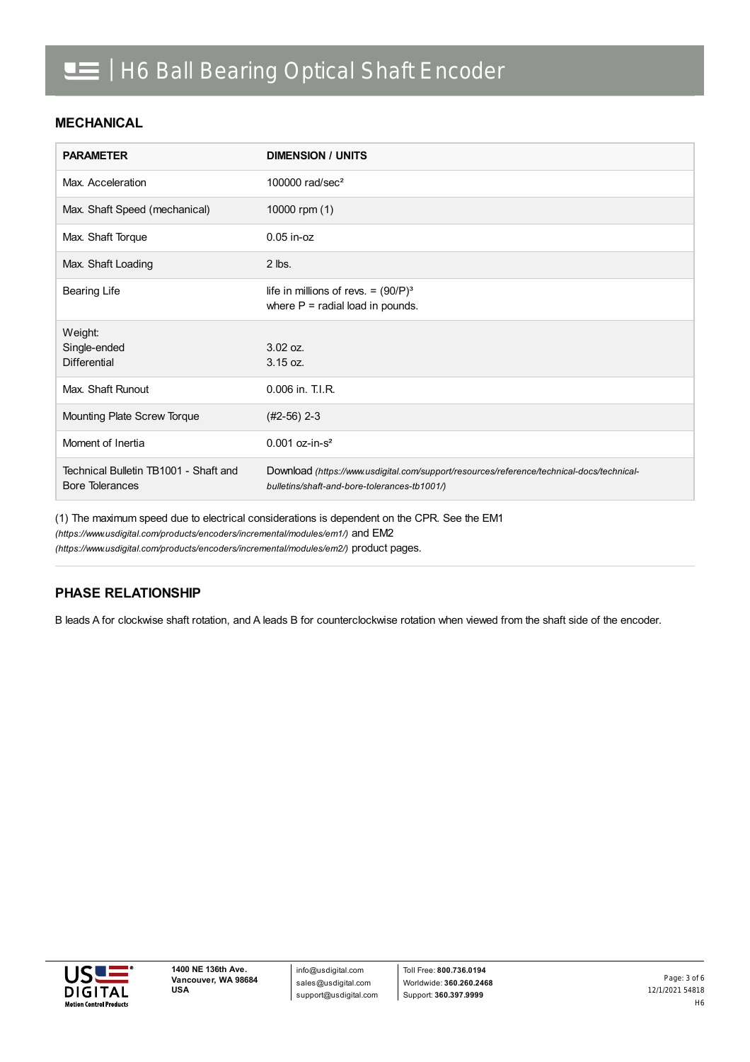## MECHANICAL

| PARAMETER | DIMENSION / UNITS |
|---|---|
| Max. Acceleration | 100000 rad/sec² |
| Max. Shaft Speed (mechanical) | 10000 rpm (1) |
| Max. Shaft Torque | 0.05 in-oz |
| Max. Shaft Loading | 2 lbs. |
| Bearing Life | life in millions of revs. = $(90/P)^3$<br>where P = radial load in pounds. |
| Weight:<br>Single-ended<br>Differential | <br>3.02 oz.<br>3.15 oz. |
| Max. Shaft Runout | 0.006 in. T.I.R. |
| Mounting Plate Screw Torque | (#2-56) 2-3 |
| Moment of Inertia | 0.001 oz-in-s² |
| Technical Bulletin TB1001 - Shaft and Bore Tolerances | Download *(https://www.usdigital.com/support/resources/reference/technical-docs/technical-bulletins/shaft-and-bore-tolerances-tb1001/)* |

(1) The maximum speed due to electrical considerations is dependent on the CPR. See the EM1 *(https://www.usdigital.com/products/encoders/incremental/modules/em1/)* and EM2 *(https://www.usdigital.com/products/encoders/incremental/modules/em2/)* product pages.

## PHASE RELATIONSHIP

B leads A for clockwise shaft rotation, and A leads B for counterclockwise rotation when viewed from the shaft side of the encoder.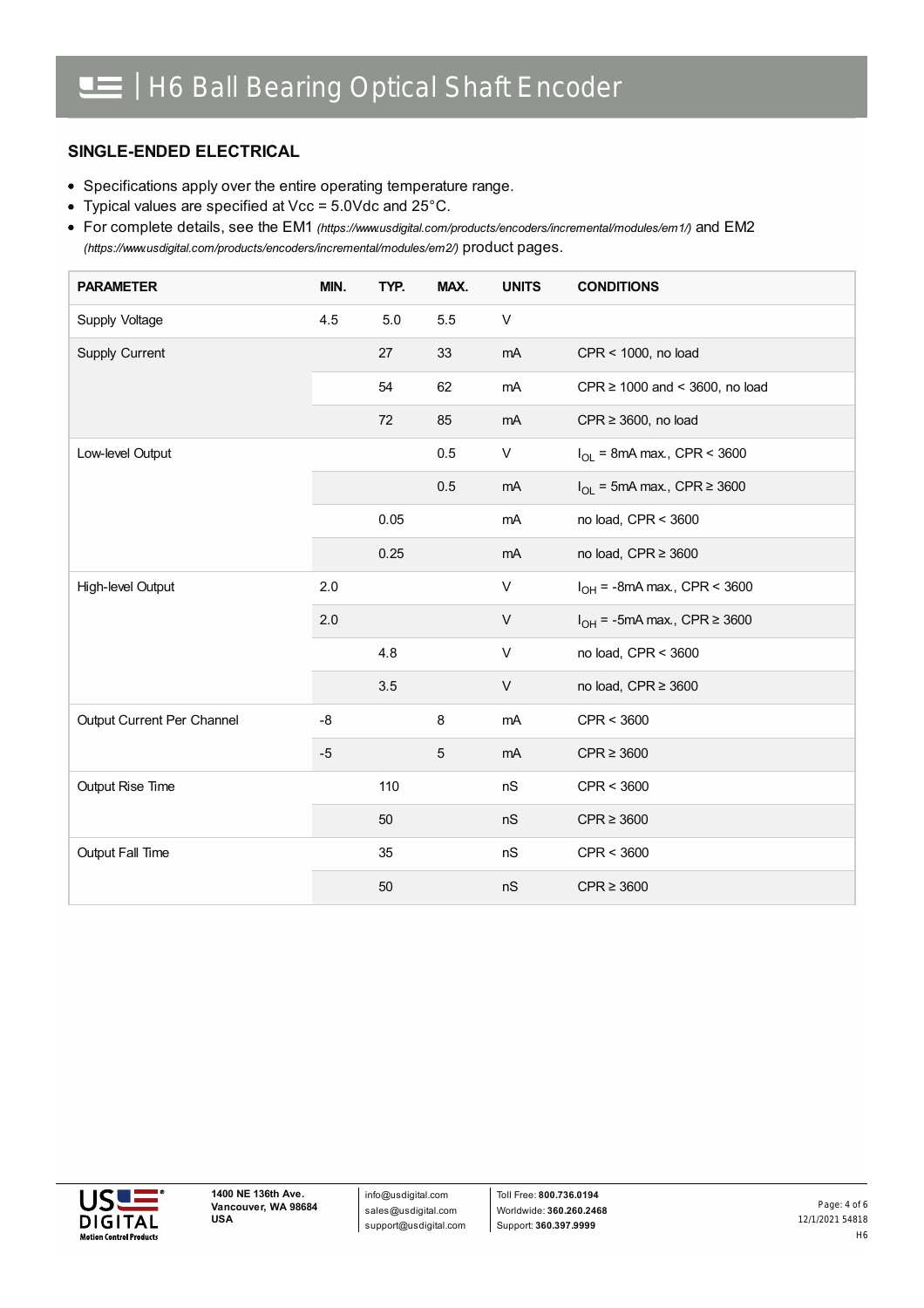## SINGLE-ENDED ELECTRICAL

- Specifications apply over the entire operating temperature range.
- Typical values are specified at Vcc = 5.0Vdc and 25°C.
- For complete details, see the EM1 *(https://www.usdigital.com/products/encoders/incremental/modules/em1/)* and EM2 *(https://www.usdigital.com/products/encoders/incremental/modules/em2/)* product pages.

| PARAMETER | MIN. | TYP. | MAX. | UNITS | CONDITIONS |
|---|---|---|---|---|---|
| Supply Voltage | 4.5 | 5.0 | 5.5 | V | |
| Supply Current | | 27 | 33 | mA | CPR < 1000, no load |
| | | 54 | 62 | mA | CPR ≥ 1000 and < 3600, no load |
| | | 72 | 85 | mA | CPR ≥ 3600, no load |
| Low-level Output | | | 0.5 | V | $I_{OL}$ = 8mA max., CPR < 3600 |
| | | | 0.5 | mA | $I_{OL}$ = 5mA max., CPR ≥ 3600 |
| | | 0.05 | | mA | no load, CPR < 3600 |
| | | 0.25 | | mA | no load, CPR ≥ 3600 |
| High-level Output | 2.0 | | | V | $I_{OH}$ = -8mA max., CPR < 3600 |
| | 2.0 | | | V | $I_{OH}$ = -5mA max., CPR ≥ 3600 |
| | | 4.8 | | V | no load, CPR < 3600 |
| | | 3.5 | | V | no load, CPR ≥ 3600 |
| Output Current Per Channel | -8 | | 8 | mA | CPR < 3600 |
| | -5 | | 5 | mA | CPR ≥ 3600 |
| Output Rise Time | | 110 | | nS | CPR < 3600 |
| | | 50 | | nS | CPR ≥ 3600 |
| Output Fall Time | | 35 | | nS | CPR < 3600 |
| | | 50 | | nS | CPR ≥ 3600 |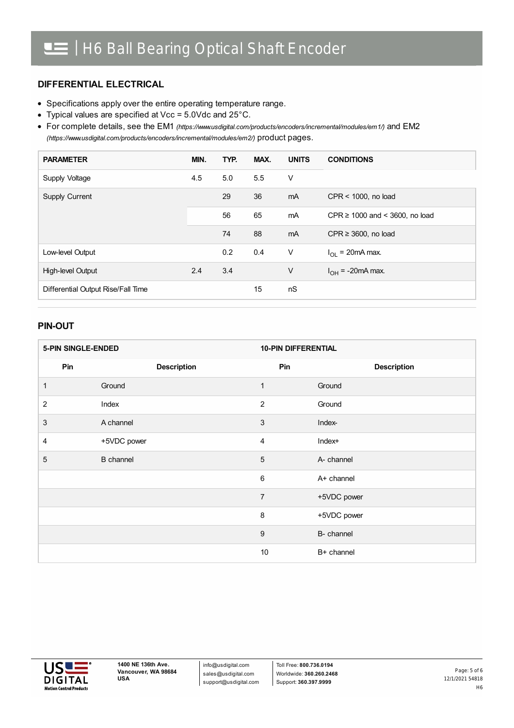## DIFFERENTIAL ELECTRICAL

- Specifications apply over the entire operating temperature range.
- Typical values are specified at Vcc = 5.0Vdc and 25°C.
- For complete details, see the EM1 *(https://www.usdigital.com/products/encoders/incremental/modules/em1/)* and EM2 *(https://www.usdigital.com/products/encoders/incremental/modules/em2/)* product pages.

| PARAMETER | MIN. | TYP. | MAX. | UNITS | CONDITIONS |
|---|---|---|---|---|---|
| Supply Voltage | 4.5 | 5.0 | 5.5 | V | |
| Supply Current | | 29 | 36 | mA | CPR < 1000, no load |
| | | 56 | 65 | mA | CPR ≥ 1000 and < 3600, no load |
| | | 74 | 88 | mA | CPR ≥ 3600, no load |
| Low-level Output | | 0.2 | 0.4 | V | $I_{OL}$ = 20mA max. |
| High-level Output | 2.4 | 3.4 | | V | $I_{OH}$ = -20mA max. |
| Differential Output Rise/Fall Time | | | 15 | nS | |

## PIN-OUT

| 5-PIN SINGLE-ENDED | | 10-PIN DIFFERENTIAL | |
|---|---|---|---|
| **Pin** | **Description** | **Pin** | **Description** |
| 1 | Ground | 1 | Ground |
| 2 | Index | 2 | Ground |
| 3 | A channel | 3 | Index- |
| 4 | +5VDC power | 4 | Index+ |
| 5 | B channel | 5 | A- channel |
| | | 6 | A+ channel |
| | | 7 | +5VDC power |
| | | 8 | +5VDC power |
| | | 9 | B- channel |
| | | 10 | B+ channel |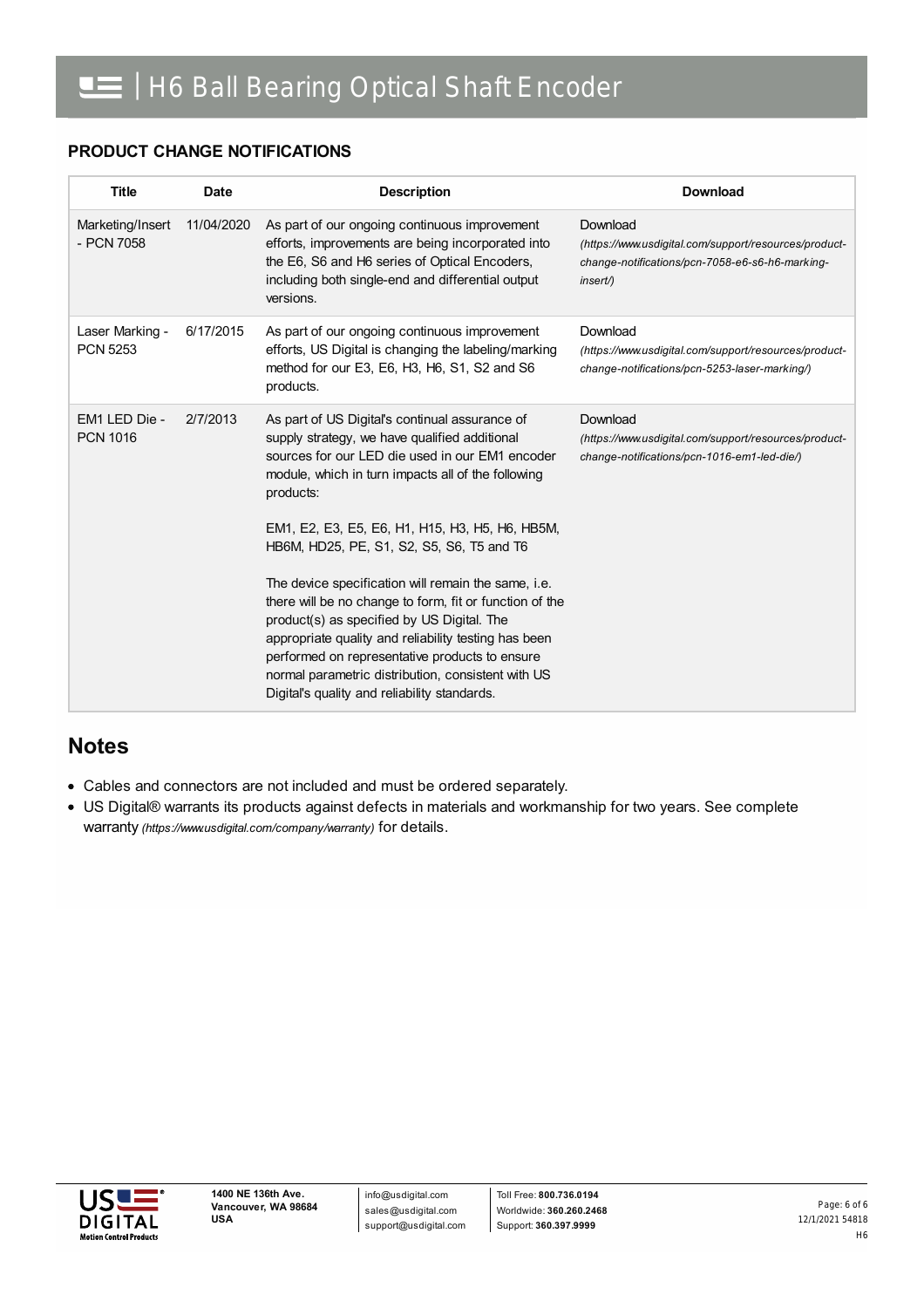## PRODUCT CHANGE NOTIFICATIONS

| Title | Date | Description | Download |
| --- | --- | --- | --- |
| Marketing/Insert - PCN 7058 | 11/04/2020 | As part of our ongoing continuous improvement efforts, improvements are being incorporated into the E6, S6 and H6 series of Optical Encoders, including both single-end and differential output versions. | Download *(https://www.usdigital.com/support/resources/product-change-notifications/pcn-7058-e6-s6-h6-marking-insert/)* |
| Laser Marking - PCN 5253 | 6/17/2015 | As part of our ongoing continuous improvement efforts, US Digital is changing the labeling/marking method for our E3, E6, H3, H6, S1, S2 and S6 products. | Download *(https://www.usdigital.com/support/resources/product-change-notifications/pcn-5253-laser-marking/)* |
| EM1 LED Die - PCN 1016 | 2/7/2013 | As part of US Digital's continual assurance of supply strategy, we have qualified additional sources for our LED die used in our EM1 encoder module, which in turn impacts all of the following products:<br><br>EM1, E2, E3, E5, E6, H1, H15, H3, H5, H6, HB5M, HB6M, HD25, PE, S1, S2, S5, S6, T5 and T6<br><br>The device specification will remain the same, i.e. there will be no change to form, fit or function of the product(s) as specified by US Digital. The appropriate quality and reliability testing has been performed on representative products to ensure normal parametric distribution, consistent with US Digital's quality and reliability standards. | Download *(https://www.usdigital.com/support/resources/product-change-notifications/pcn-1016-em1-led-die/)* |

## Notes

- Cables and connectors are not included and must be ordered separately.
- US Digital® warrants its products against defects in materials and workmanship for two years. See complete warranty *(https://www.usdigital.com/company/warranty)* for details.